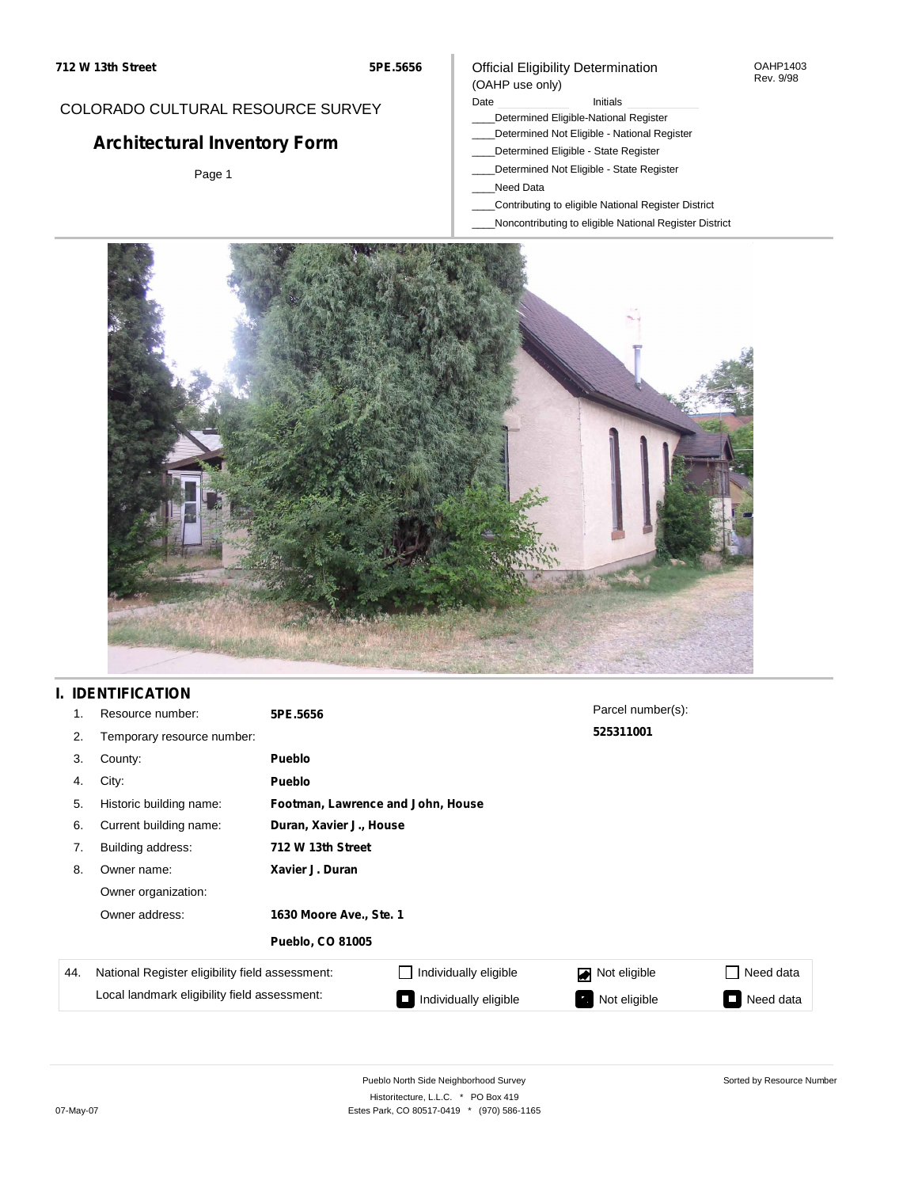712 W 13th Street

5PE.5656

COLORADO CULTURAL RESOURCE SURVEY

# Architectural Inventory Form

Page 1

Official Eligibility Determination
(OAHP use only)

OAHP1403
Rev. 9/98

Date ____________ Initials ____________

____Determined Eligible-National Register
____Determined Not Eligible - National Register
____Determined Eligible - State Register
____Determined Not Eligible - State Register
____Need Data
____Contributing to eligible National Register District
____Noncontributing to eligible National Register District

## I. IDENTIFICATION

| | | |
|---|---|---|
| 1. | Resource number: | **5PE.5656** |
| 2. | Temporary resource number: | |
| 3. | County: | **Pueblo** |
| 4. | City: | **Pueblo** |
| 5. | Historic building name: | **Footman, Lawrence and John, House** |
| 6. | Current building name: | **Duran, Xavier J., House** |
| 7. | Building address: | **712 W 13th Street** |
| 8. | Owner name: | **Xavier J. Duran** |
| | Owner organization: | |
| | Owner address: | **1630 Moore Ave., Ste. 1** |
| | | **Pueblo, CO 81005** |

Parcel number(s):
**525311001**

| 44. | | | | |
|---|---|---|---|---|
| National Register eligibility field assessment: | ☐ Individually eligible | ☑ Not eligible | ☐ Need data |
| Local landmark eligibility field assessment: | ☐ Individually eligible | ☑ Not eligible | ☐ Need data |

Pueblo North Side Neighborhood Survey
Historitecture, L.L.C. * PO Box 419
Estes Park, CO 80517-0419 * (970) 586-1165

Sorted by Resource Number

07-May-07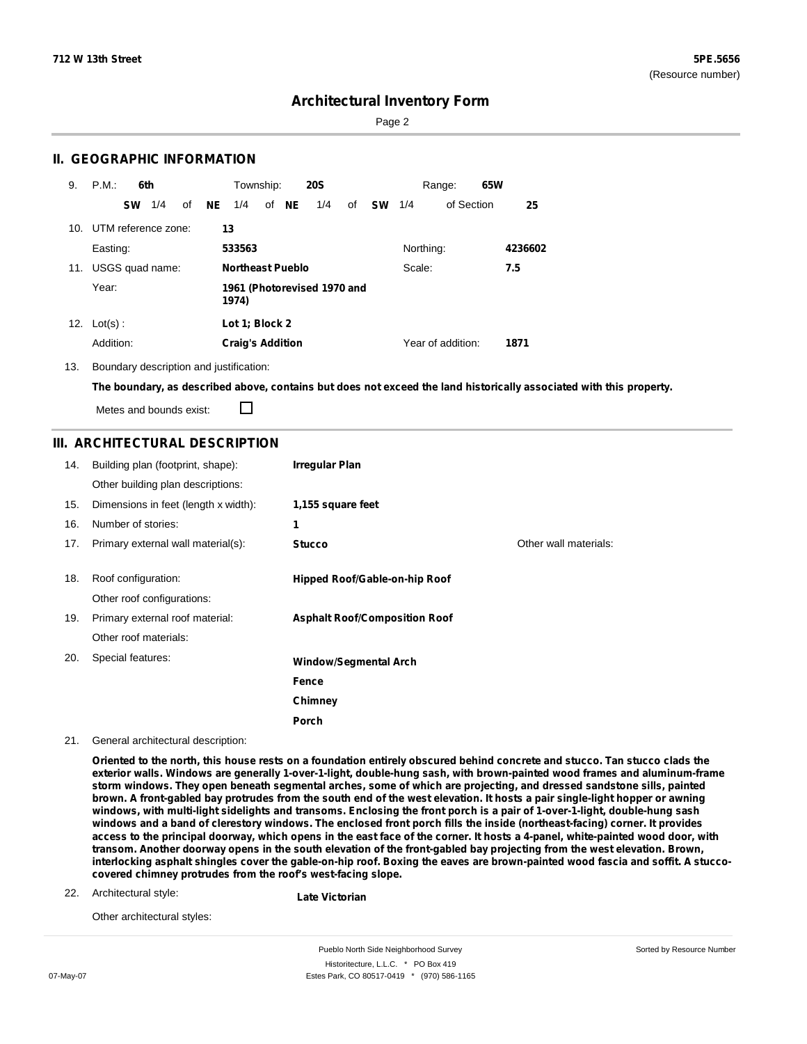# Architectural Inventory Form

## II. GEOGRAPHIC INFORMATION

9. P.M.: **6th** Township: **20S** Range: **65W**

**SW** 1/4 of **NE** 1/4 of **NE** 1/4 of **SW** 1/4 of Section **25**

10. UTM reference zone: **13**

Easting: **533563** Northing: **4236602**

11. USGS quad name: **Northeast Pueblo** Scale: **7.5**

Year: **1961 (Photorevised 1970 and 1974)**

12. Lot(s): **Lot 1; Block 2**

Addition: **Craig's Addition** Year of addition: **1871**

13. Boundary description and justification:

**The boundary, as described above, contains but does not exceed the land historically associated with this property.**

Metes and bounds exist: ☐

## III. ARCHITECTURAL DESCRIPTION

14. Building plan (footprint, shape): **Irregular Plan**

Other building plan descriptions:

15. Dimensions in feet (length x width): **1,155 square feet**

16. Number of stories: **1**

17. Primary external wall material(s): **Stucco** Other wall materials:

18. Roof configuration: **Hipped Roof/Gable-on-hip Roof**

Other roof configurations:

19. Primary external roof material: **Asphalt Roof/Composition Roof**

Other roof materials:

20. Special features:

**Window/Segmental Arch**

**Fence**

**Chimney**

**Porch**

21. General architectural description:

**Oriented to the north, this house rests on a foundation entirely obscured behind concrete and stucco. Tan stucco clads the exterior walls. Windows are generally 1-over-1-light, double-hung sash, with brown-painted wood frames and aluminum-frame storm windows. They open beneath segmental arches, some of which are projecting, and dressed sandstone sills, painted brown. A front-gabled bay protrudes from the south end of the west elevation. It hosts a pair single-light hopper or awning windows, with multi-light sidelights and transoms. Enclosing the front porch is a pair of 1-over-1-light, double-hung sash windows and a band of clerestory windows. The enclosed front porch fills the inside (northeast-facing) corner. It provides access to the principal doorway, which opens in the east face of the corner. It hosts a 4-panel, white-painted wood door, with transom. Another doorway opens in the south elevation of the front-gabled bay projecting from the west elevation. Brown, interlocking asphalt shingles cover the gable-on-hip roof. Boxing the eaves are brown-painted wood fascia and soffit. A stucco-covered chimney protrudes from the roof's west-facing slope.**

22. Architectural style: **Late Victorian**

Other architectural styles: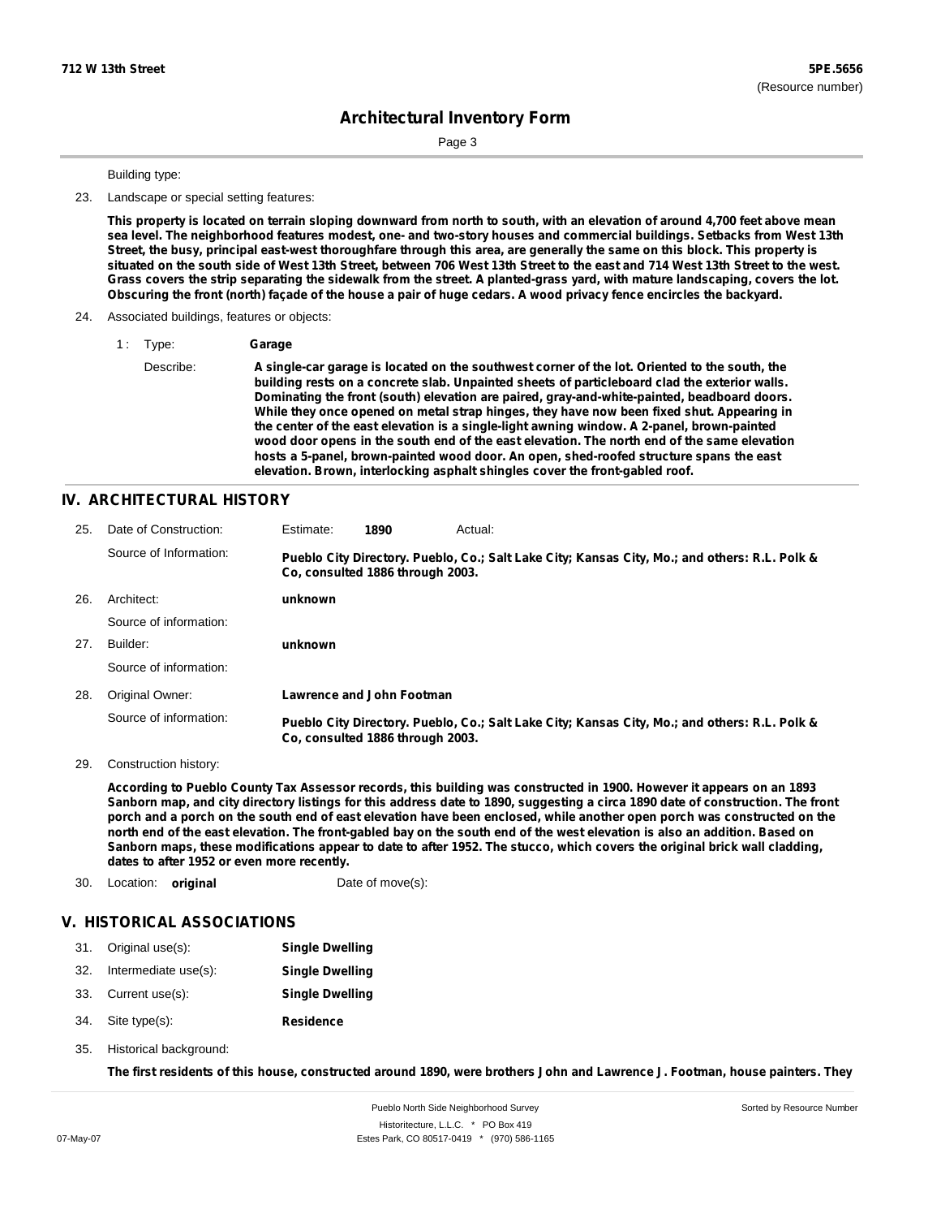## Architectural Inventory Form

Building type:

23. Landscape or special setting features:

**This property is located on terrain sloping downward from north to south, with an elevation of around 4,700 feet above mean sea level. The neighborhood features modest, one- and two-story houses and commercial buildings. Setbacks from West 13th Street, the busy, principal east-west thoroughfare through this area, are generally the same on this block. This property is situated on the south side of West 13th Street, between 706 West 13th Street to the east and 714 West 13th Street to the west. Grass covers the strip separating the sidewalk from the street. A planted-grass yard, with mature landscaping, covers the lot. Obscuring the front (north) façade of the house a pair of huge cedars. A wood privacy fence encircles the backyard.**

24. Associated buildings, features or objects:

1 : Type: **Garage**

Describe: **A single-car garage is located on the southwest corner of the lot. Oriented to the south, the building rests on a concrete slab. Unpainted sheets of particleboard clad the exterior walls. Dominating the front (south) elevation are paired, gray-and-white-painted, beadboard doors. While they once opened on metal strap hinges, they have now been fixed shut. Appearing in the center of the east elevation is a single-light awning window. A 2-panel, brown-painted wood door opens in the south end of the east elevation. The north end of the same elevation hosts a 5-panel, brown-painted wood door. An open, shed-roofed structure spans the east elevation. Brown, interlocking asphalt shingles cover the front-gabled roof.**

## IV. ARCHITECTURAL HISTORY

25. Date of Construction: Estimate: **1890** Actual:

Source of Information: **Pueblo City Directory. Pueblo, Co.; Salt Lake City; Kansas City, Mo.; and others: R.L. Polk & Co, consulted 1886 through 2003.**

26. Architect: **unknown**

Source of information:

27. Builder: **unknown**

Source of information:

28. Original Owner: **Lawrence and John Footman**

Source of information: **Pueblo City Directory. Pueblo, Co.; Salt Lake City; Kansas City, Mo.; and others: R.L. Polk & Co, consulted 1886 through 2003.**

29. Construction history:

**According to Pueblo County Tax Assessor records, this building was constructed in 1900. However it appears on an 1893 Sanborn map, and city directory listings for this address date to 1890, suggesting a circa 1890 date of construction. The front porch and a porch on the south end of east elevation have been enclosed, while another open porch was constructed on the north end of the east elevation. The front-gabled bay on the south end of the west elevation is also an addition. Based on Sanborn maps, these modifications appear to date to after 1952. The stucco, which covers the original brick wall cladding, dates to after 1952 or even more recently.**

30. Location: **original** Date of move(s):

## V. HISTORICAL ASSOCIATIONS

31. Original use(s): **Single Dwelling**
32. Intermediate use(s): **Single Dwelling**
33. Current use(s): **Single Dwelling**
34. Site type(s): **Residence**
35. Historical background:

**The first residents of this house, constructed around 1890, were brothers John and Lawrence J. Footman, house painters. They**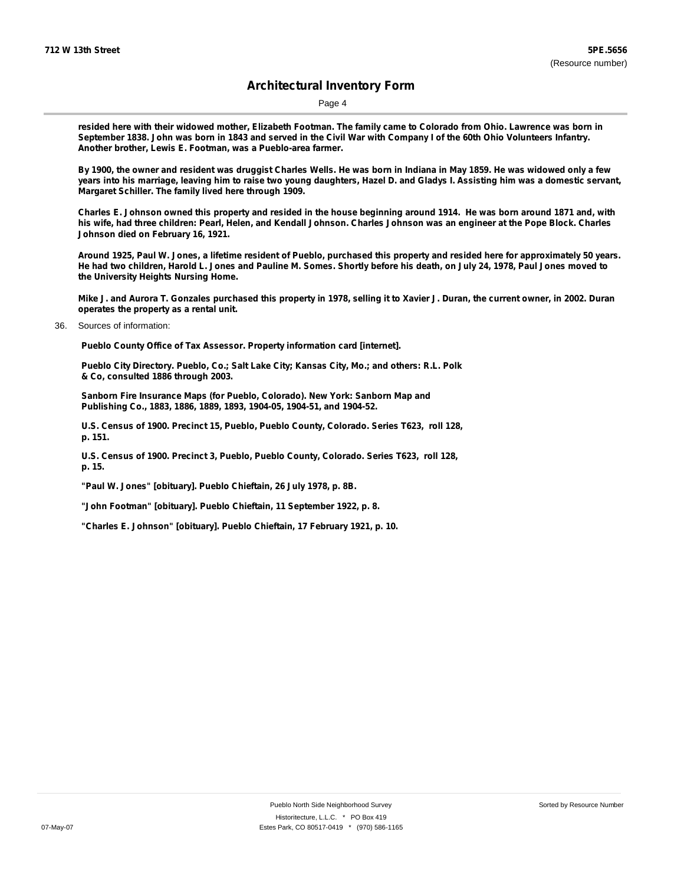resided here with their widowed mother, Elizabeth Footman. The family came to Colorado from Ohio. Lawrence was born in September 1838. John was born in 1843 and served in the Civil War with Company I of the 60th Ohio Volunteers Infantry. Another brother, Lewis E. Footman, was a Pueblo-area farmer.

By 1900, the owner and resident was druggist Charles Wells. He was born in Indiana in May 1859. He was widowed only a few years into his marriage, leaving him to raise two young daughters, Hazel D. and Gladys I. Assisting him was a domestic servant, Margaret Schiller. The family lived here through 1909.

Charles E. Johnson owned this property and resided in the house beginning around 1914. He was born around 1871 and, with his wife, had three children: Pearl, Helen, and Kendall Johnson. Charles Johnson was an engineer at the Pope Block. Charles Johnson died on February 16, 1921.

Around 1925, Paul W. Jones, a lifetime resident of Pueblo, purchased this property and resided here for approximately 50 years. He had two children, Harold L. Jones and Pauline M. Somes. Shortly before his death, on July 24, 1978, Paul Jones moved to the University Heights Nursing Home.

Mike J. and Aurora T. Gonzales purchased this property in 1978, selling it to Xavier J. Duran, the current owner, in 2002. Duran operates the property as a rental unit.

36. Sources of information:

Pueblo County Office of Tax Assessor. Property information card [internet].

Pueblo City Directory. Pueblo, Co.; Salt Lake City; Kansas City, Mo.; and others: R.L. Polk & Co, consulted 1886 through 2003.

Sanborn Fire Insurance Maps (for Pueblo, Colorado). New York: Sanborn Map and Publishing Co., 1883, 1886, 1889, 1893, 1904-05, 1904-51, and 1904-52.

U.S. Census of 1900. Precinct 15, Pueblo, Pueblo County, Colorado. Series T623, roll 128, p. 151.

U.S. Census of 1900. Precinct 3, Pueblo, Pueblo County, Colorado. Series T623, roll 128, p. 15.

"Paul W. Jones" [obituary]. Pueblo Chieftain, 26 July 1978, p. 8B.

"John Footman" [obituary]. Pueblo Chieftain, 11 September 1922, p. 8.

"Charles E. Johnson" [obituary]. Pueblo Chieftain, 17 February 1921, p. 10.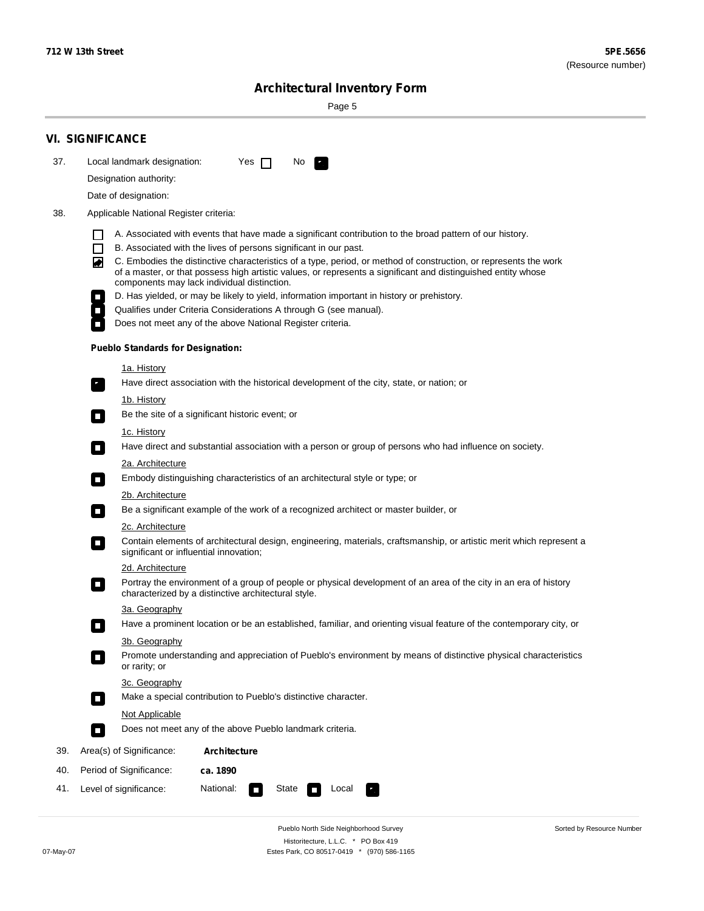## VI. SIGNIFICANCE

37. Local landmark designation: Yes ☐ No ☑

Designation authority:

Date of designation:

38. Applicable National Register criteria:

- ☐ A. Associated with events that have made a significant contribution to the broad pattern of our history.
- ☐ B. Associated with the lives of persons significant in our past.
- ☑ C. Embodies the distinctive characteristics of a type, period, or method of construction, or represents the work of a master, or that possess high artistic values, or represents a significant and distinguished entity whose components may lack individual distinction.
- ☐ D. Has yielded, or may be likely to yield, information important in history or prehistory.
- ☐ Qualifies under Criteria Considerations A through G (see manual).
- ☐ Does not meet any of the above National Register criteria.

**Pueblo Standards for Designation:**

1a. History
- ☑ Have direct association with the historical development of the city, state, or nation; or

1b. History
- ☐ Be the site of a significant historic event; or

1c. History
- ☐ Have direct and substantial association with a person or group of persons who had influence on society.

2a. Architecture
- ☐ Embody distinguishing characteristics of an architectural style or type; or

2b. Architecture
- ☐ Be a significant example of the work of a recognized architect or master builder, or

2c. Architecture
- ☐ Contain elements of architectural design, engineering, materials, craftsmanship, or artistic merit which represent a significant or influential innovation;

2d. Architecture
- ☐ Portray the environment of a group of people or physical development of an area of the city in an era of history characterized by a distinctive architectural style.

3a. Geography
- ☐ Have a prominent location or be an established, familiar, and orienting visual feature of the contemporary city, or

3b. Geography
- ☐ Promote understanding and appreciation of Pueblo's environment by means of distinctive physical characteristics or rarity; or

3c. Geography
- ☐ Make a special contribution to Pueblo's distinctive character.

Not Applicable
- ☐ Does not meet any of the above Pueblo landmark criteria.

39. Area(s) of Significance: **Architecture**

40. Period of Significance: **ca. 1890**

41. Level of significance: National: ☐ State ☐ Local ☑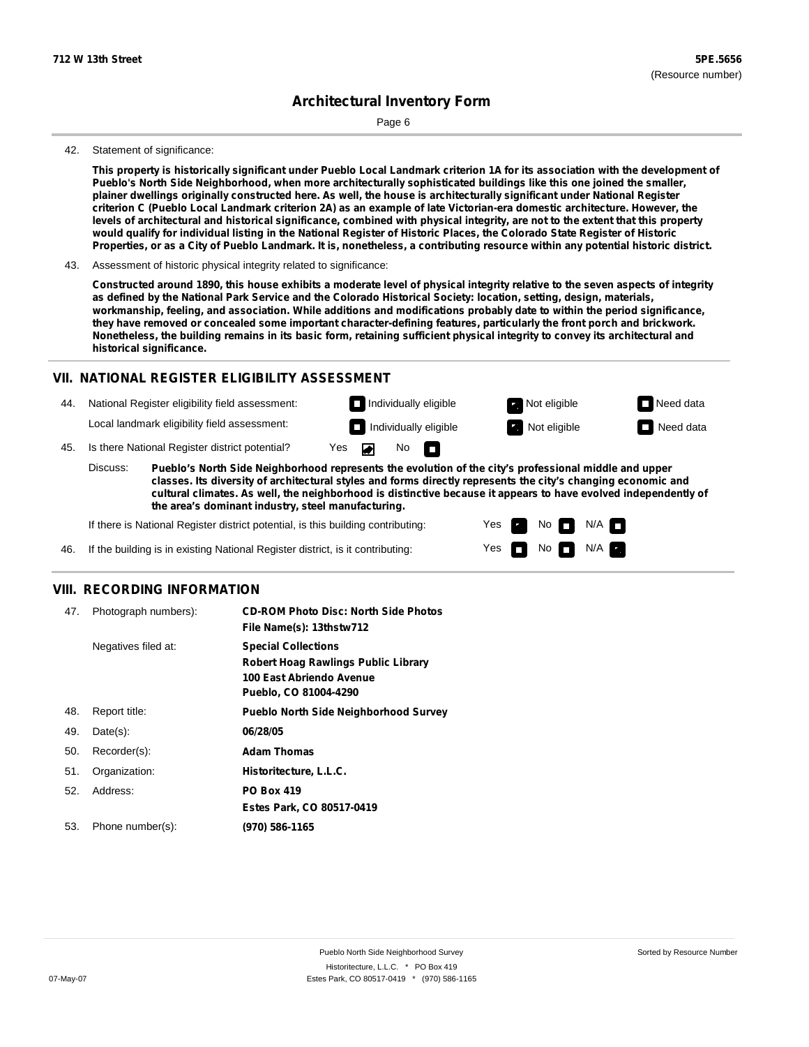**712 W 13th Street** — **5PE.5656** (Resource number)

# Architectural Inventory Form

42. Statement of significance:

**This property is historically significant under Pueblo Local Landmark criterion 1A for its association with the development of Pueblo's North Side Neighborhood, when more architecturally sophisticated buildings like this one joined the smaller, plainer dwellings originally constructed here. As well, the house is architecturally significant under National Register criterion C (Pueblo Local Landmark criterion 2A) as an example of late Victorian-era domestic architecture. However, the levels of architectural and historical significance, combined with physical integrity, are not to the extent that this property would qualify for individual listing in the National Register of Historic Places, the Colorado State Register of Historic Properties, or as a City of Pueblo Landmark. It is, nonetheless, a contributing resource within any potential historic district.**

43. Assessment of historic physical integrity related to significance:

**Constructed around 1890, this house exhibits a moderate level of physical integrity relative to the seven aspects of integrity as defined by the National Park Service and the Colorado Historical Society: location, setting, design, materials, workmanship, feeling, and association. While additions and modifications probably date to within the period significance, they have removed or concealed some important character-defining features, particularly the front porch and brickwork. Nonetheless, the building remains in its basic form, retaining sufficient physical integrity to convey its architectural and historical significance.**

## VII. NATIONAL REGISTER ELIGIBILITY ASSESSMENT

44. National Register eligibility field assessment: ☐ Individually eligible ☑ Not eligible ☐ Need data

Local landmark eligibility field assessment: ☐ Individually eligible ☑ Not eligible ☐ Need data

45. Is there National Register district potential? Yes ☑ No ☐

Discuss: **Pueblo's North Side Neighborhood represents the evolution of the city's professional middle and upper classes. Its diversity of architectural styles and forms directly represents the city's changing economic and cultural climates. As well, the neighborhood is distinctive because it appears to have evolved independently of the area's dominant industry, steel manufacturing.**

If there is National Register district potential, is this building contributing: Yes ☑ No ☐ N/A ☐

46. If the building is in existing National Register district, is it contributing: Yes ☐ No ☐ N/A ☑

## VIII. RECORDING INFORMATION

| No. | Field | Value |
|---|---|---|
| 47. | Photograph numbers): | **CD-ROM Photo Disc: North Side Photos**<br>**File Name(s): 13thstw712** |
| | Negatives filed at: | **Special Collections**<br>**Robert Hoag Rawlings Public Library**<br>**100 East Abriendo Avenue**<br>**Pueblo, CO 81004-4290** |
| 48. | Report title: | **Pueblo North Side Neighborhood Survey** |
| 49. | Date(s): | **06/28/05** |
| 50. | Recorder(s): | **Adam Thomas** |
| 51. | Organization: | **Historitecture, L.L.C.** |
| 52. | Address: | **PO Box 419**<br>**Estes Park, CO 80517-0419** |
| 53. | Phone number(s): | **(970) 586-1165** |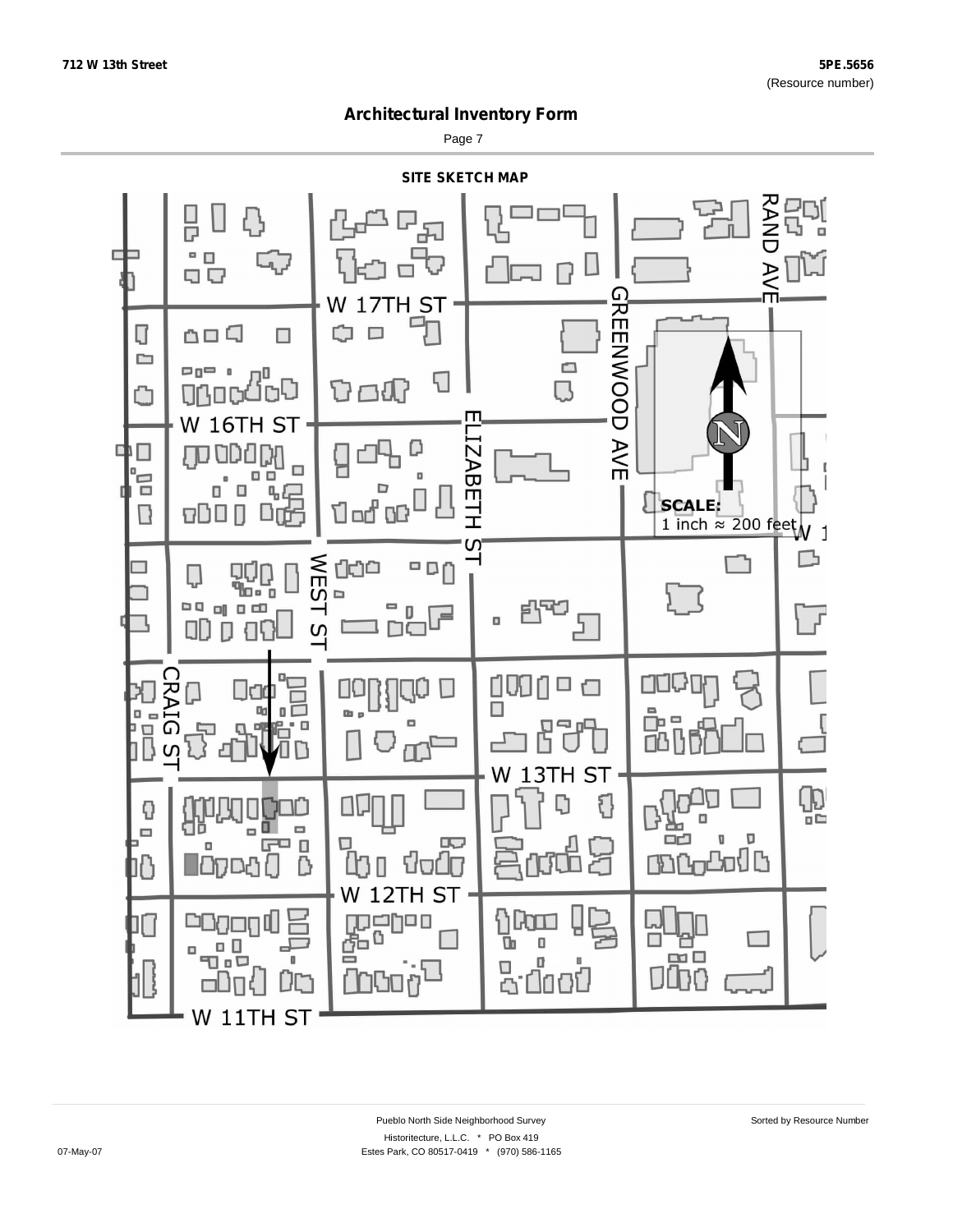712 W 13th Street

5PE.5656
(Resource number)

# Architectural Inventory Form

## SITE SKETCH MAP

W 17TH ST

W 16TH ST

W 13TH ST

W 12TH ST

W 11TH ST

CRAIG ST

WEST ST

ELIZABETH ST

GREENWOOD AVE

RAND AVE

N

**SCALE:**
1 inch ≈ 200 feet

Pueblo North Side Neighborhood Survey
Historitecture, L.L.C. * PO Box 419
Estes Park, CO 80517-0419 * (970) 586-1165

07-May-07

Sorted by Resource Number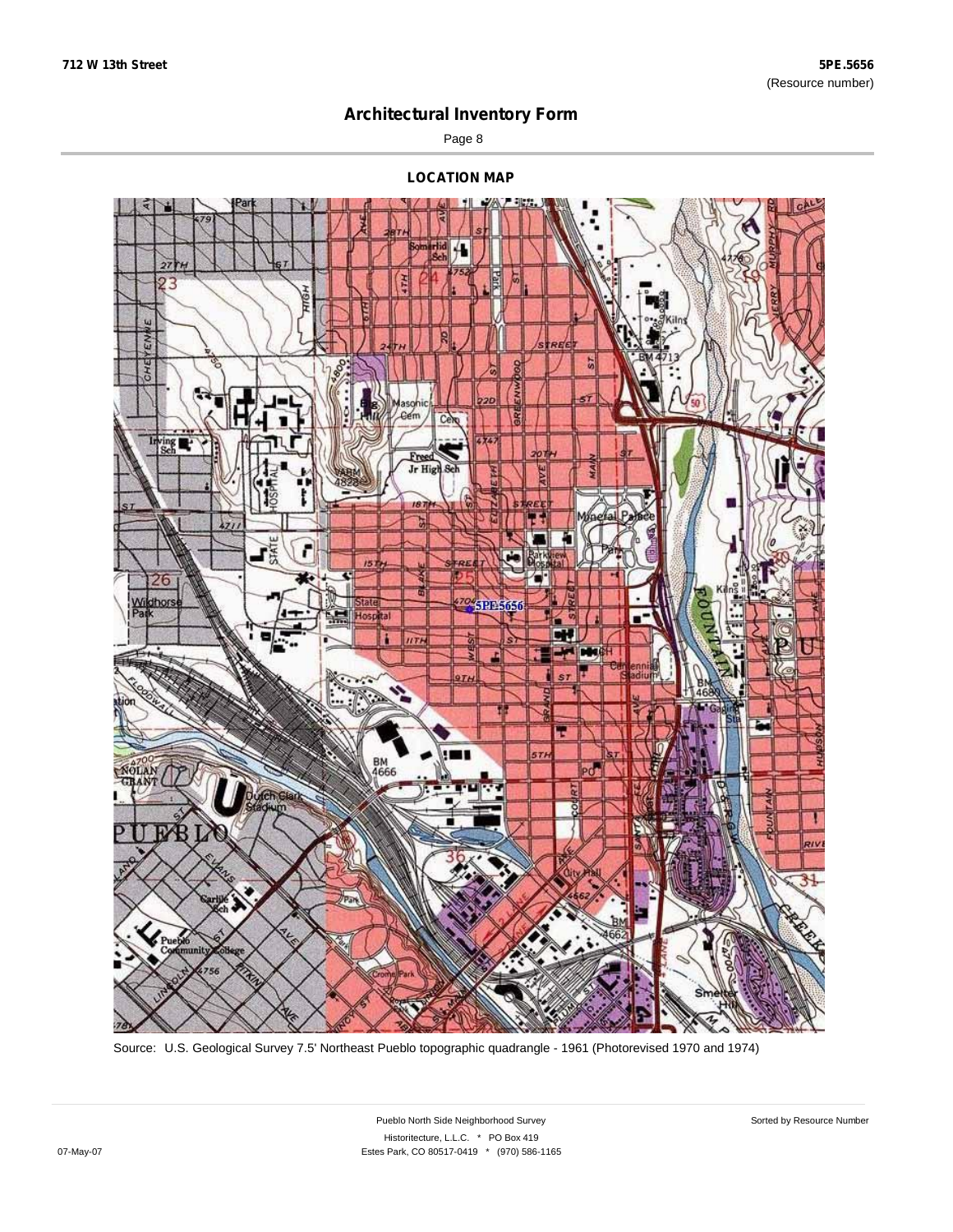# Architectural Inventory Form

## LOCATION MAP

Source: U.S. Geological Survey 7.5' Northeast Pueblo topographic quadrangle - 1961 (Photorevised 1970 and 1974)